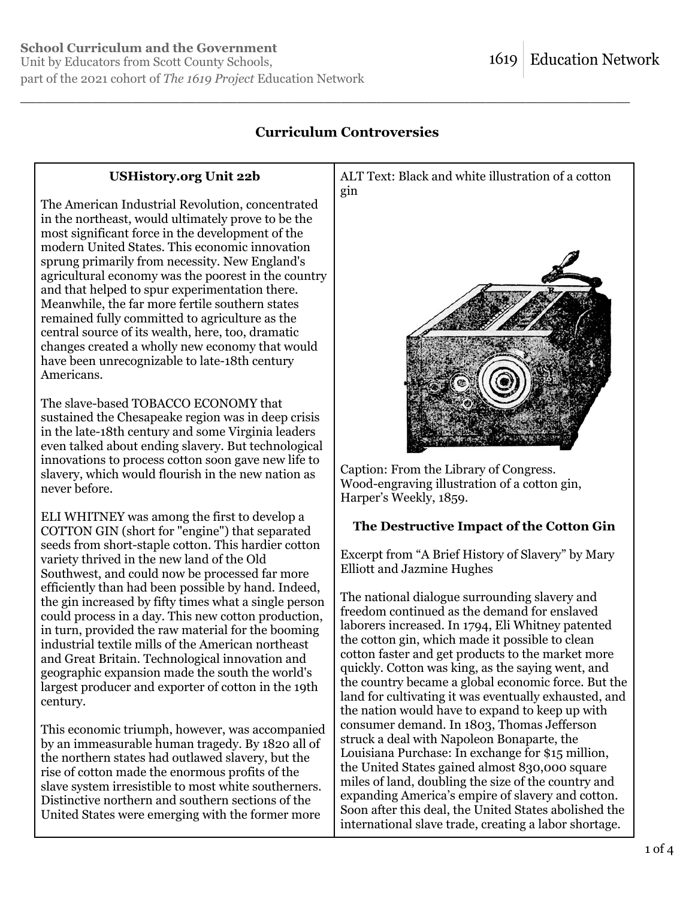**School Curriculum and the Government**
Unit by Educators from Scott County Schools,
part of the 2021 cohort of *The 1619 Project* Education Network

1619 | Education Network

## Curriculum Controversies

### USHistory.org Unit 22b

The American Industrial Revolution, concentrated in the northeast, would ultimately prove to be the most significant force in the development of the modern United States. This economic innovation sprung primarily from necessity. New England's agricultural economy was the poorest in the country and that helped to spur experimentation there. Meanwhile, the far more fertile southern states remained fully committed to agriculture as the central source of its wealth, here, too, dramatic changes created a wholly new economy that would have been unrecognizable to late-18th century Americans.

The slave-based TOBACCO ECONOMY that sustained the Chesapeake region was in deep crisis in the late-18th century and some Virginia leaders even talked about ending slavery. But technological innovations to process cotton soon gave new life to slavery, which would flourish in the new nation as never before.

ELI WHITNEY was among the first to develop a COTTON GIN (short for "engine") that separated seeds from short-staple cotton. This hardier cotton variety thrived in the new land of the Old Southwest, and could now be processed far more efficiently than had been possible by hand. Indeed, the gin increased by fifty times what a single person could process in a day. This new cotton production, in turn, provided the raw material for the booming industrial textile mills of the American northeast and Great Britain. Technological innovation and geographic expansion made the south the world's largest producer and exporter of cotton in the 19th century.

This economic triumph, however, was accompanied by an immeasurable human tragedy. By 1820 all of the northern states had outlawed slavery, but the rise of cotton made the enormous profits of the slave system irresistible to most white southerners. Distinctive northern and southern sections of the United States were emerging with the former more

ALT Text: Black and white illustration of a cotton gin

Caption: From the Library of Congress. Wood-engraving illustration of a cotton gin, Harper's Weekly, 1859.

### The Destructive Impact of the Cotton Gin

Excerpt from "A Brief History of Slavery" by Mary Elliott and Jazmine Hughes

The national dialogue surrounding slavery and freedom continued as the demand for enslaved laborers increased. In 1794, Eli Whitney patented the cotton gin, which made it possible to clean cotton faster and get products to the market more quickly. Cotton was king, as the saying went, and the country became a global economic force. But the land for cultivating it was eventually exhausted, and the nation would have to expand to keep up with consumer demand. In 1803, Thomas Jefferson struck a deal with Napoleon Bonaparte, the Louisiana Purchase: In exchange for $15 million, the United States gained almost 830,000 square miles of land, doubling the size of the country and expanding America's empire of slavery and cotton. Soon after this deal, the United States abolished the international slave trade, creating a labor shortage.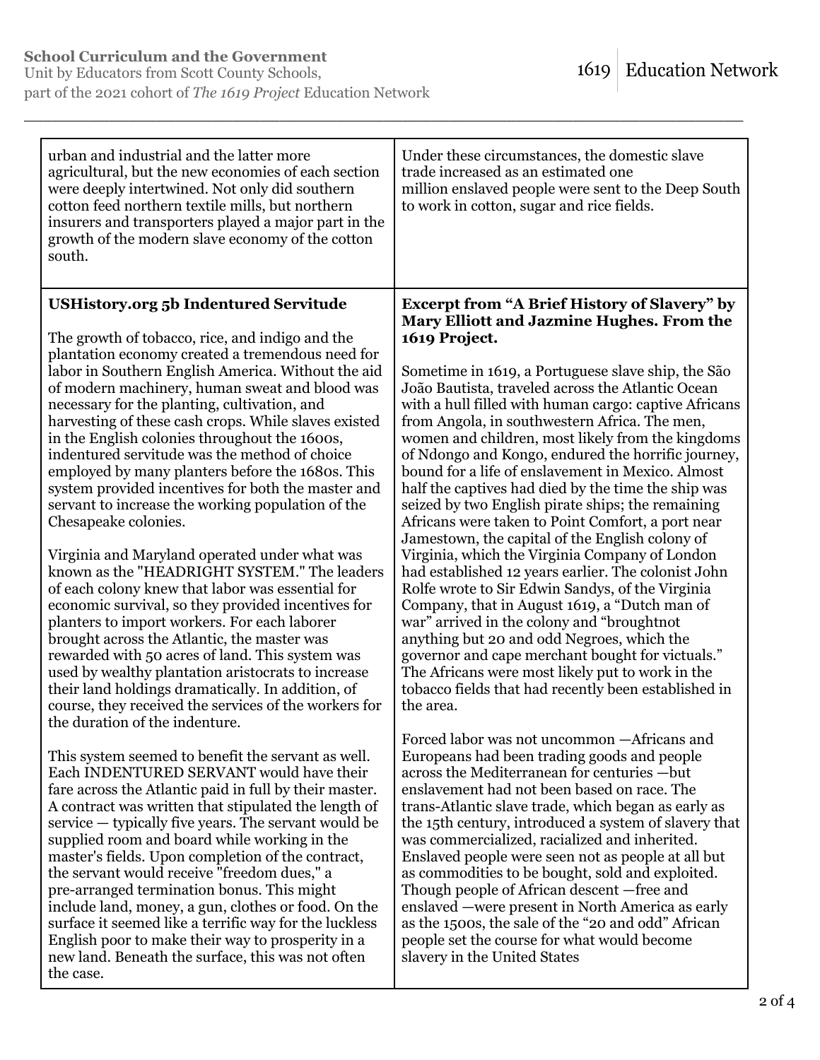| | |
|---|---|
| urban and industrial and the latter more agricultural, but the new economies of each section were deeply intertwined. Not only did southern cotton feed northern textile mills, but northern insurers and transporters played a major part in the growth of the modern slave economy of the cotton south. | Under these circumstances, the domestic slave trade increased as an estimated one million enslaved people were sent to the Deep South to work in cotton, sugar and rice fields. |
| **USHistory.org 5b Indentured Servitude**<br><br>The growth of tobacco, rice, and indigo and the plantation economy created a tremendous need for labor in Southern English America. Without the aid of modern machinery, human sweat and blood was necessary for the planting, cultivation, and harvesting of these cash crops. While slaves existed in the English colonies throughout the 1600s, indentured servitude was the method of choice employed by many planters before the 1680s. This system provided incentives for both the master and servant to increase the working population of the Chesapeake colonies.<br><br>Virginia and Maryland operated under what was known as the "HEADRIGHT SYSTEM." The leaders of each colony knew that labor was essential for economic survival, so they provided incentives for planters to import workers. For each laborer brought across the Atlantic, the master was rewarded with 50 acres of land. This system was used by wealthy plantation aristocrats to increase their land holdings dramatically. In addition, of course, they received the services of the workers for the duration of the indenture.<br><br>This system seemed to benefit the servant as well. Each INDENTURED SERVANT would have their fare across the Atlantic paid in full by their master. A contract was written that stipulated the length of service — typically five years. The servant would be supplied room and board while working in the master's fields. Upon completion of the contract, the servant would receive "freedom dues," a pre-arranged termination bonus. This might include land, money, a gun, clothes or food. On the surface it seemed like a terrific way for the luckless English poor to make their way to prosperity in a new land. Beneath the surface, this was not often the case. | **Excerpt from "A Brief History of Slavery" by Mary Elliott and Jazmine Hughes. From the 1619 Project.**<br><br>Sometime in 1619, a Portuguese slave ship, the São João Bautista, traveled across the Atlantic Ocean with a hull filled with human cargo: captive Africans from Angola, in southwestern Africa. The men, women and children, most likely from the kingdoms of Ndongo and Kongo, endured the horrific journey, bound for a life of enslavement in Mexico. Almost half the captives had died by the time the ship was seized by two English pirate ships; the remaining Africans were taken to Point Comfort, a port near Jamestown, the capital of the English colony of Virginia, which the Virginia Company of London had established 12 years earlier. The colonist John Rolfe wrote to Sir Edwin Sandys, of the Virginia Company, that in August 1619, a "Dutch man of war" arrived in the colony and "broughtnot anything but 20 and odd Negroes, which the governor and cape merchant bought for victuals." The Africans were most likely put to work in the tobacco fields that had recently been established in the area.<br><br>Forced labor was not uncommon —Africans and Europeans had been trading goods and people across the Mediterranean for centuries —but enslavement had not been based on race. The trans-Atlantic slave trade, which began as early as the 15th century, introduced a system of slavery that was commercialized, racialized and inherited. Enslaved people were seen not as people at all but as commodities to be bought, sold and exploited. Though people of African descent —free and enslaved —were present in North America as early as the 1500s, the sale of the "20 and odd" African people set the course for what would become slavery in the United States |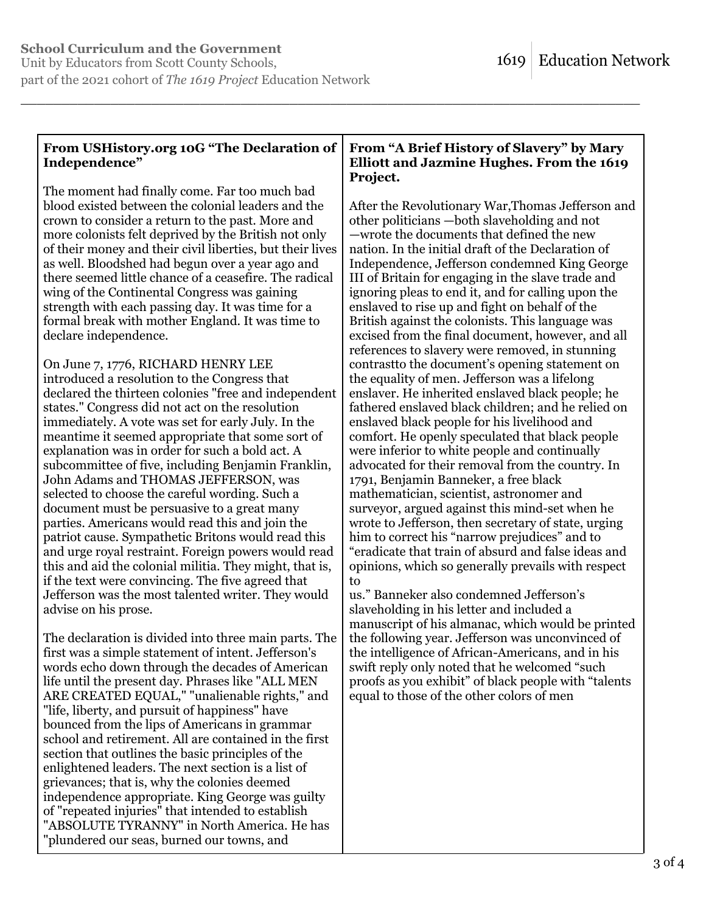**From USHistory.org 10G "The Declaration of Independence"**

The moment had finally come. Far too much bad blood existed between the colonial leaders and the crown to consider a return to the past. More and more colonists felt deprived by the British not only of their money and their civil liberties, but their lives as well. Bloodshed had begun over a year ago and there seemed little chance of a ceasefire. The radical wing of the Continental Congress was gaining strength with each passing day. It was time for a formal break with mother England. It was time to declare independence.

On June 7, 1776, RICHARD HENRY LEE introduced a resolution to the Congress that declared the thirteen colonies "free and independent states." Congress did not act on the resolution immediately. A vote was set for early July. In the meantime it seemed appropriate that some sort of explanation was in order for such a bold act. A subcommittee of five, including Benjamin Franklin, John Adams and THOMAS JEFFERSON, was selected to choose the careful wording. Such a document must be persuasive to a great many parties. Americans would read this and join the patriot cause. Sympathetic Britons would read this and urge royal restraint. Foreign powers would read this and aid the colonial militia. They might, that is, if the text were convincing. The five agreed that Jefferson was the most talented writer. They would advise on his prose.

The declaration is divided into three main parts. The first was a simple statement of intent. Jefferson's words echo down through the decades of American life until the present day. Phrases like "ALL MEN ARE CREATED EQUAL," "unalienable rights," and "life, liberty, and pursuit of happiness" have bounced from the lips of Americans in grammar school and retirement. All are contained in the first section that outlines the basic principles of the enlightened leaders. The next section is a list of grievances; that is, why the colonies deemed independence appropriate. King George was guilty of "repeated injuries" that intended to establish "ABSOLUTE TYRANNY" in North America. He has "plundered our seas, burned our towns, and

**From "A Brief History of Slavery" by Mary Elliott and Jazmine Hughes. From the 1619 Project.**

After the Revolutionary War,Thomas Jefferson and other politicians —both slaveholding and not —wrote the documents that defined the new nation. In the initial draft of the Declaration of Independence, Jefferson condemned King George III of Britain for engaging in the slave trade and ignoring pleas to end it, and for calling upon the enslaved to rise up and fight on behalf of the British against the colonists. This language was excised from the final document, however, and all references to slavery were removed, in stunning contrastto the document's opening statement on the equality of men. Jefferson was a lifelong enslaver. He inherited enslaved black people; he fathered enslaved black children; and he relied on enslaved black people for his livelihood and comfort. He openly speculated that black people were inferior to white people and continually advocated for their removal from the country. In 1791, Benjamin Banneker, a free black mathematician, scientist, astronomer and surveyor, argued against this mind-set when he wrote to Jefferson, then secretary of state, urging him to correct his "narrow prejudices" and to "eradicate that train of absurd and false ideas and opinions, which so generally prevails with respect to us." Banneker also condemned Jefferson's slaveholding in his letter and included a manuscript of his almanac, which would be printed the following year. Jefferson was unconvinced of the intelligence of African-Americans, and in his swift reply only noted that he welcomed "such proofs as you exhibit" of black people with "talents equal to those of the other colors of men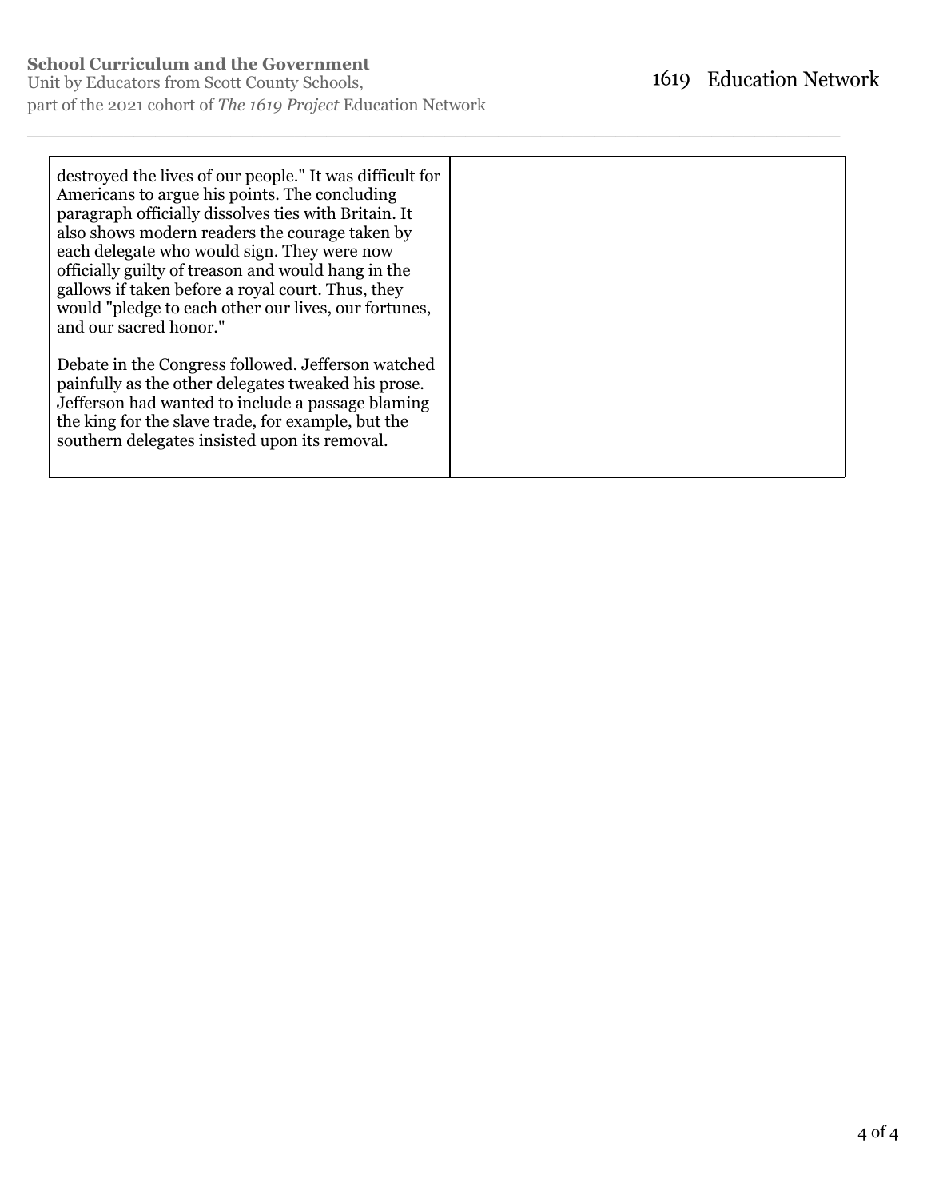| | |
|---|---|
| destroyed the lives of our people." It was difficult for Americans to argue his points. The concluding paragraph officially dissolves ties with Britain. It also shows modern readers the courage taken by each delegate who would sign. They were now officially guilty of treason and would hang in the gallows if taken before a royal court. Thus, they would "pledge to each other our lives, our fortunes, and our sacred honor."<br><br>Debate in the Congress followed. Jefferson watched painfully as the other delegates tweaked his prose. Jefferson had wanted to include a passage blaming the king for the slave trade, for example, but the southern delegates insisted upon its removal. | |